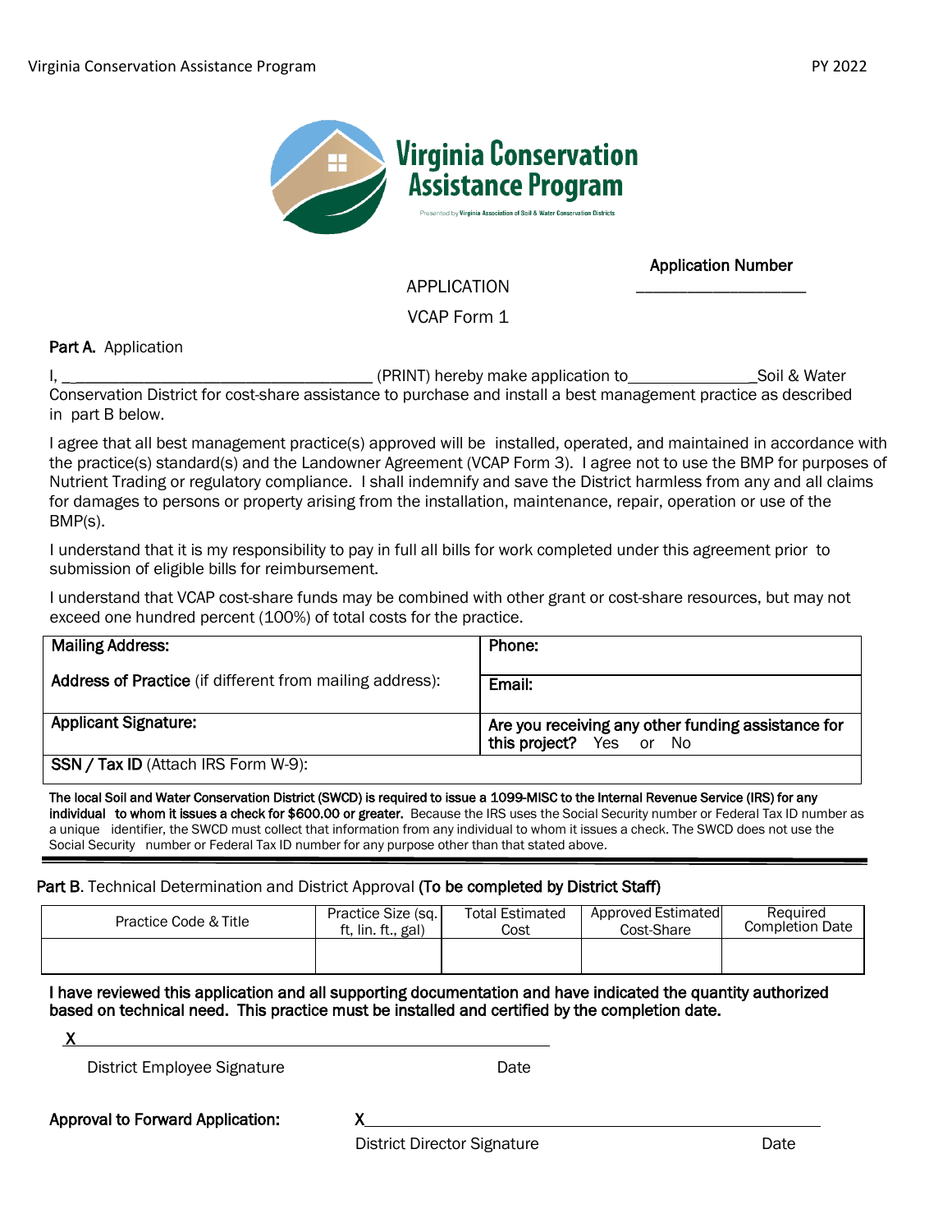Virginia Conservation Assistance Program

Presented by Virginia Association of Soil & Water Conservation Districts

**Application Number** ___________________

APPLICATION

VCAP Form 1

**Part A.** Application

I, ___________________________________ (PRINT) hereby make application to______________Soil & Water Conservation District for cost-share assistance to purchase and install a best management practice as described in part B below.

I agree that all best management practice(s) approved will be installed, operated, and maintained in accordance with the practice(s) standard(s) and the Landowner Agreement (VCAP Form 3). I agree not to use the BMP for purposes of Nutrient Trading or regulatory compliance. I shall indemnify and save the District harmless from any and all claims for damages to persons or property arising from the installation, maintenance, repair, operation or use of the BMP(s).

I understand that it is my responsibility to pay in full all bills for work completed under this agreement prior to submission of eligible bills for reimbursement.

I understand that VCAP cost-share funds may be combined with other grant or cost-share resources, but may not exceed one hundred percent (100%) of total costs for the practice.

| **Mailing Address:**<br><br>**Address of Practice** (if different from mailing address): | **Phone:** |
|---|---|
| | **Email:** |
| **Applicant Signature:** | **Are you receiving any other funding assistance for this project?** Yes or No |
| **SSN / Tax ID** (Attach IRS Form W-9): | |

**The local Soil and Water Conservation District (SWCD) is required to issue a 1099-MISC to the Internal Revenue Service (IRS) for any individual to whom it issues a check for $600.00 or greater.** Because the IRS uses the Social Security number or Federal Tax ID number as a unique identifier, the SWCD must collect that information from any individual to whom it issues a check. The SWCD does not use the Social Security number or Federal Tax ID number for any purpose other than that stated above.

---

**Part B.** Technical Determination and District Approval **(To be completed by District Staff)**

| Practice Code & Title | Practice Size (sq. ft, lin. ft., gal) | Total Estimated Cost | Approved Estimated Cost-Share | Required Completion Date |
|---|---|---|---|---|
| | | | | |

**I have reviewed this application and all supporting documentation and have indicated the quantity authorized based on technical need. This practice must be installed and certified by the completion date.**

X_____________________________________________

District Employee Signature Date

**Approval to Forward Application:** X_____________________________________________

District Director Signature Date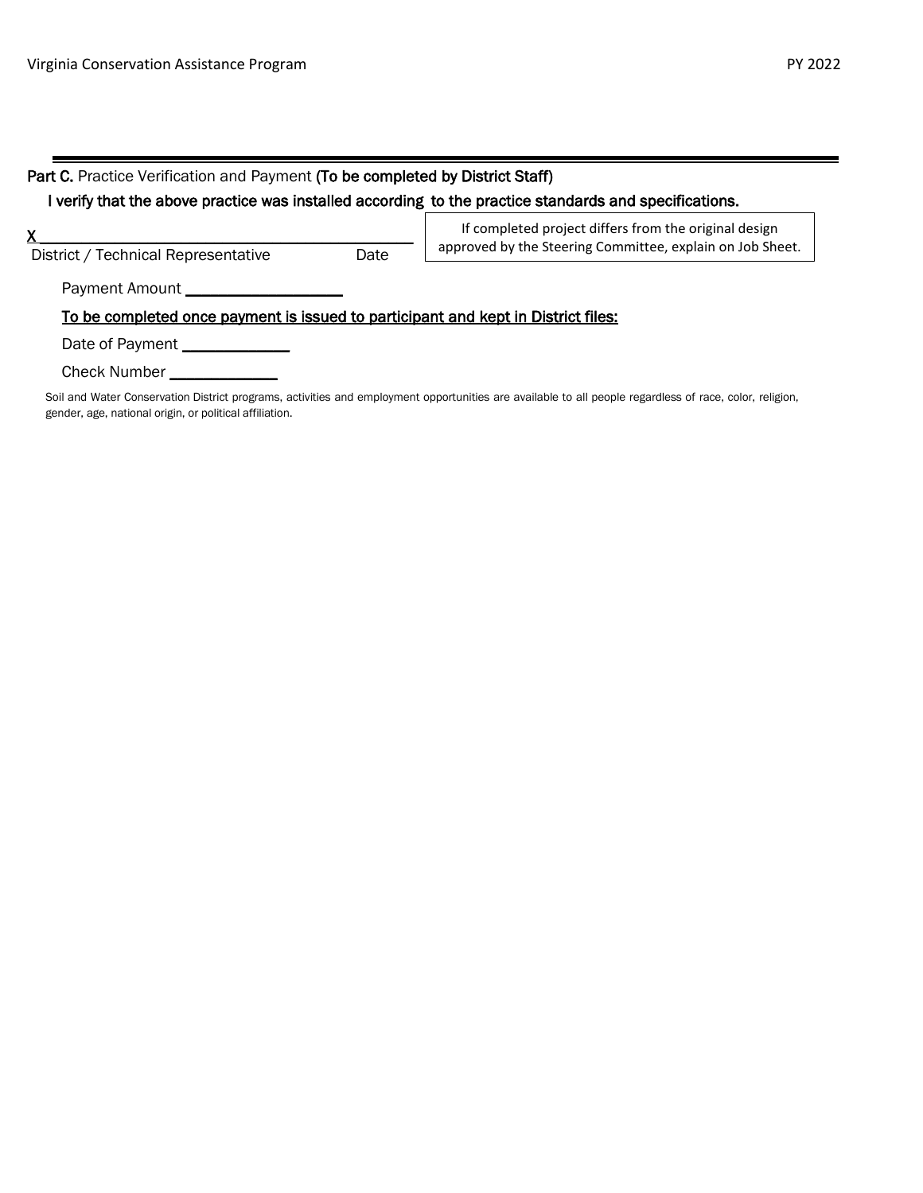**Part C.** Practice Verification and Payment **(To be completed by District Staff)**

**I verify that the above practice was installed according to the practice standards and specifications.**

X ____________________________________________

District / Technical Representative          Date

If completed project differs from the original design approved by the Steering Committee, explain on Job Sheet.

Payment Amount ____________________

**To be completed once payment is issued to participant and kept in District files:**

Date of Payment ______________

Check Number ______________

Soil and Water Conservation District programs, activities and employment opportunities are available to all people regardless of race, color, religion, gender, age, national origin, or political affiliation.